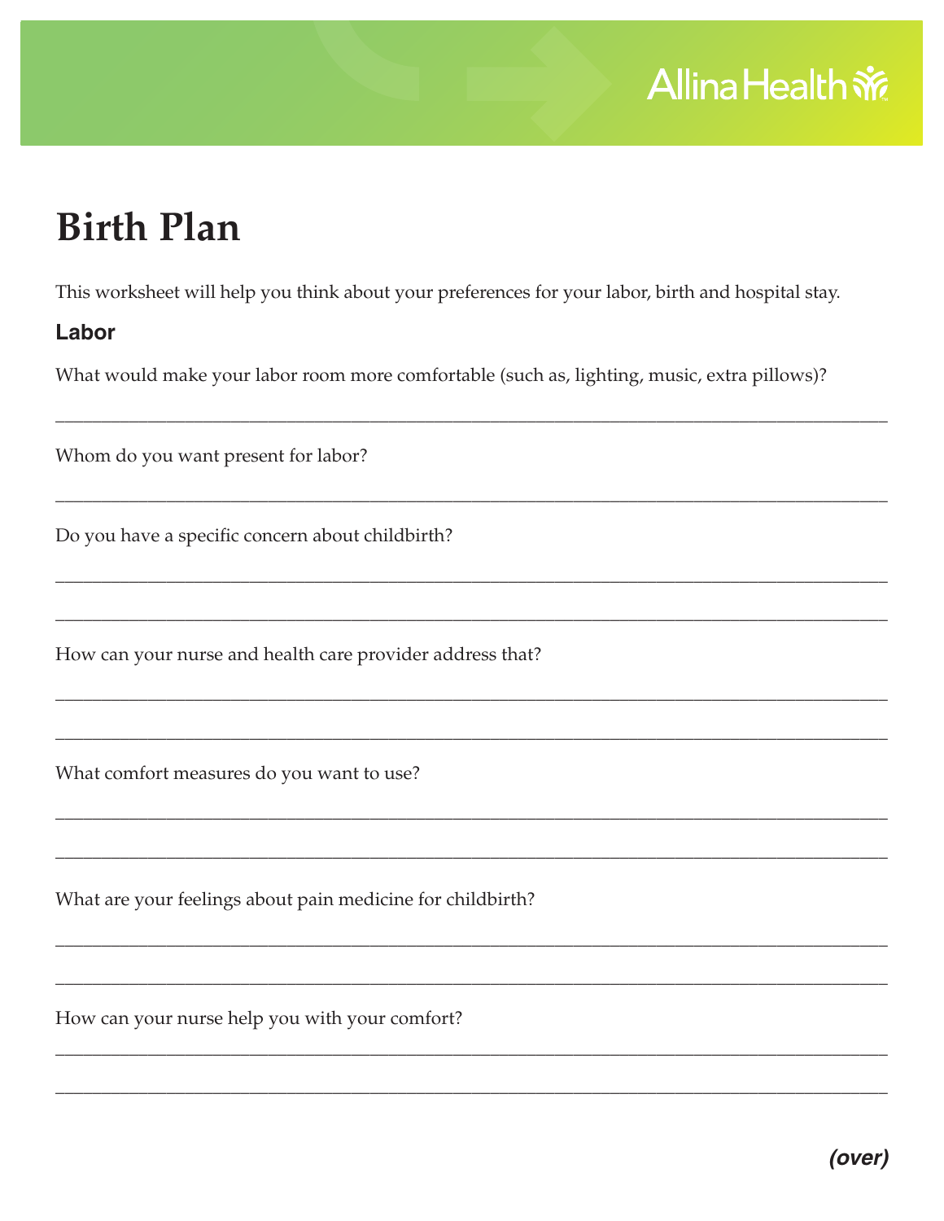Allina Health

# Birth Plan

This worksheet will help you think about your preferences for your labor, birth and hospital stay.

## Labor

What would make your labor room more comfortable (such as, lighting, music, extra pillows)?

______________________________________________________________________________

Whom do you want present for labor?

______________________________________________________________________________

Do you have a specific concern about childbirth?

______________________________________________________________________________

______________________________________________________________________________

How can your nurse and health care provider address that?

______________________________________________________________________________

______________________________________________________________________________

What comfort measures do you want to use?

______________________________________________________________________________

______________________________________________________________________________

What are your feelings about pain medicine for childbirth?

______________________________________________________________________________

______________________________________________________________________________

How can your nurse help you with your comfort?

______________________________________________________________________________

______________________________________________________________________________

***(over)***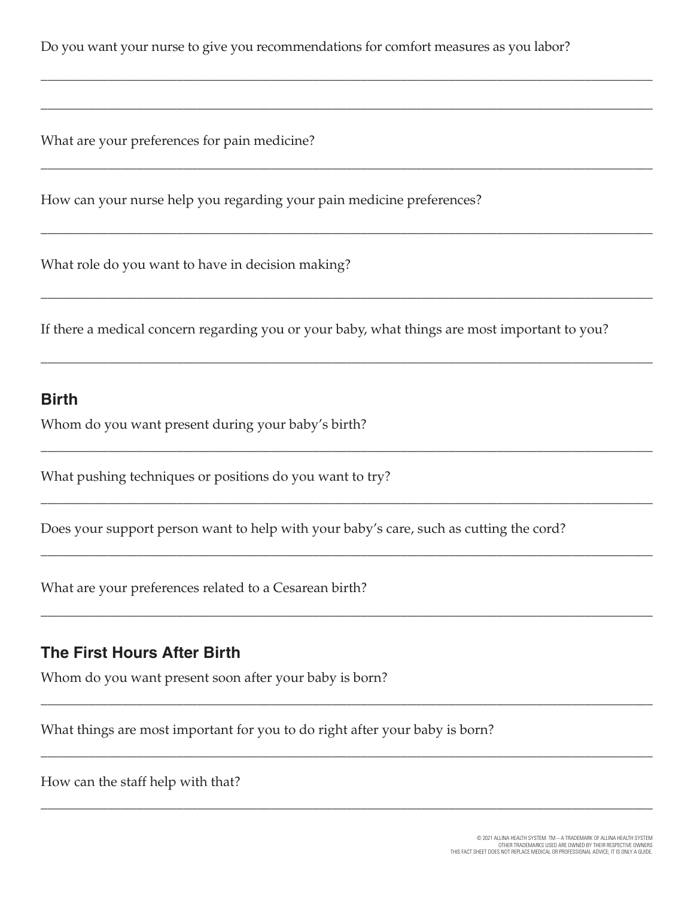Do you want your nurse to give you recommendations for comfort measures as you labor?

_______________________________________________________________________________

_______________________________________________________________________________

What are your preferences for pain medicine?

_______________________________________________________________________________

How can your nurse help you regarding your pain medicine preferences?

_______________________________________________________________________________

What role do you want to have in decision making?

_______________________________________________________________________________

If there a medical concern regarding you or your baby, what things are most important to you?

_______________________________________________________________________________

## Birth

Whom do you want present during your baby's birth?

_______________________________________________________________________________

What pushing techniques or positions do you want to try?

_______________________________________________________________________________

Does your support person want to help with your baby's care, such as cutting the cord?

_______________________________________________________________________________

What are your preferences related to a Cesarean birth?

_______________________________________________________________________________

## The First Hours After Birth

Whom do you want present soon after your baby is born?

_______________________________________________________________________________

What things are most important for you to do right after your baby is born?

_______________________________________________________________________________

How can the staff help with that?

_______________________________________________________________________________

© 2021 ALLINA HEALTH SYSTEM. TM – A TRADEMARK OF ALLINA HEALTH SYSTEM
OTHER TRADEMARKS USED ARE OWNED BY THEIR RESPECTIVE OWNERS
THIS FACT SHEET DOES NOT REPLACE MEDICAL OR PROFESSIONAL ADVICE; IT IS ONLY A GUIDE.